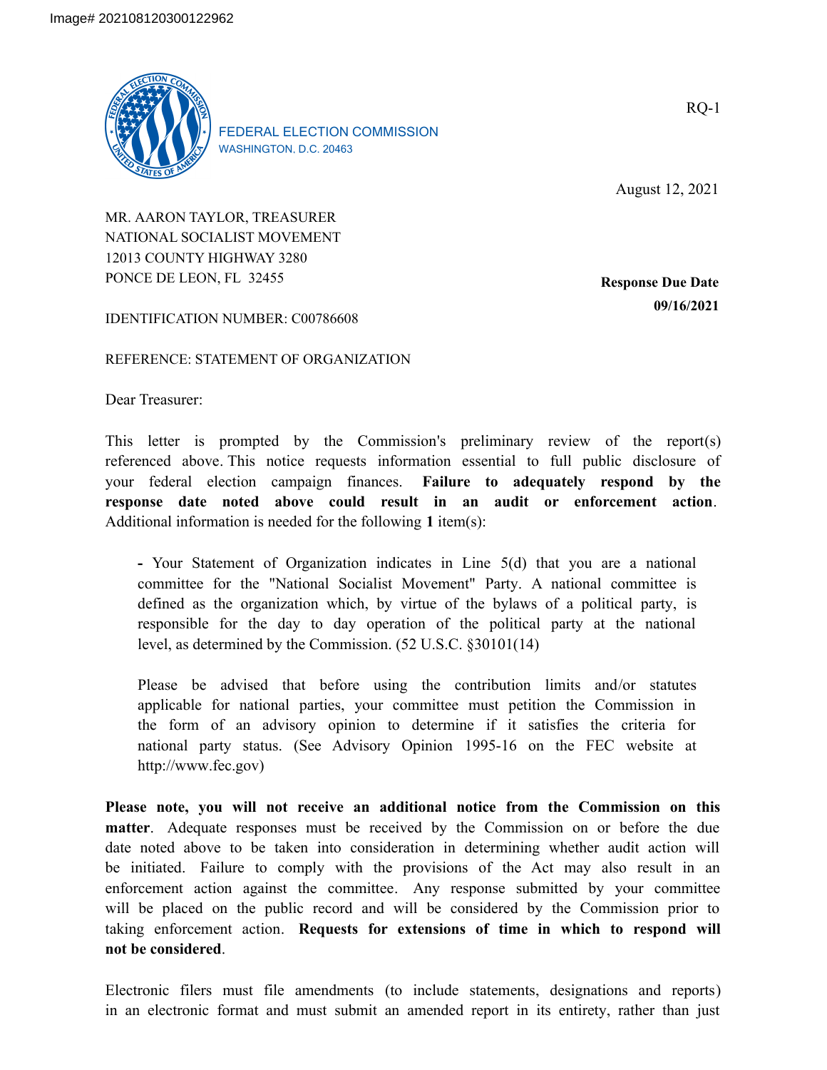Image# 202108120300122962

FEDERAL ELECTION COMMISSION
WASHINGTON, D.C. 20463

RQ-1

August 12, 2021

MR. AARON TAYLOR, TREASURER
NATIONAL SOCIALIST MOVEMENT
12013 COUNTY HIGHWAY 3280
PONCE DE LEON, FL 32455

**Response Due Date**
**09/16/2021**

IDENTIFICATION NUMBER: C00786608

REFERENCE: STATEMENT OF ORGANIZATION

Dear Treasurer:

This letter is prompted by the Commission's preliminary review of the report(s) referenced above. This notice requests information essential to full public disclosure of your federal election campaign finances. **Failure to adequately respond by the response date noted above could result in an audit or enforcement action**. Additional information is needed for the following **1** item(s):

> **-** Your Statement of Organization indicates in Line 5(d) that you are a national committee for the "National Socialist Movement" Party. A national committee is defined as the organization which, by virtue of the bylaws of a political party, is responsible for the day to day operation of the political party at the national level, as determined by the Commission. (52 U.S.C. §30101(14)
>
> Please be advised that before using the contribution limits and/or statutes applicable for national parties, your committee must petition the Commission in the form of an advisory opinion to determine if it satisfies the criteria for national party status. (See Advisory Opinion 1995-16 on the FEC website at http://www.fec.gov)

**Please note, you will not receive an additional notice from the Commission on this matter**. Adequate responses must be received by the Commission on or before the due date noted above to be taken into consideration in determining whether audit action will be initiated. Failure to comply with the provisions of the Act may also result in an enforcement action against the committee. Any response submitted by your committee will be placed on the public record and will be considered by the Commission prior to taking enforcement action. **Requests for extensions of time in which to respond will not be considered**.

Electronic filers must file amendments (to include statements, designations and reports) in an electronic format and must submit an amended report in its entirety, rather than just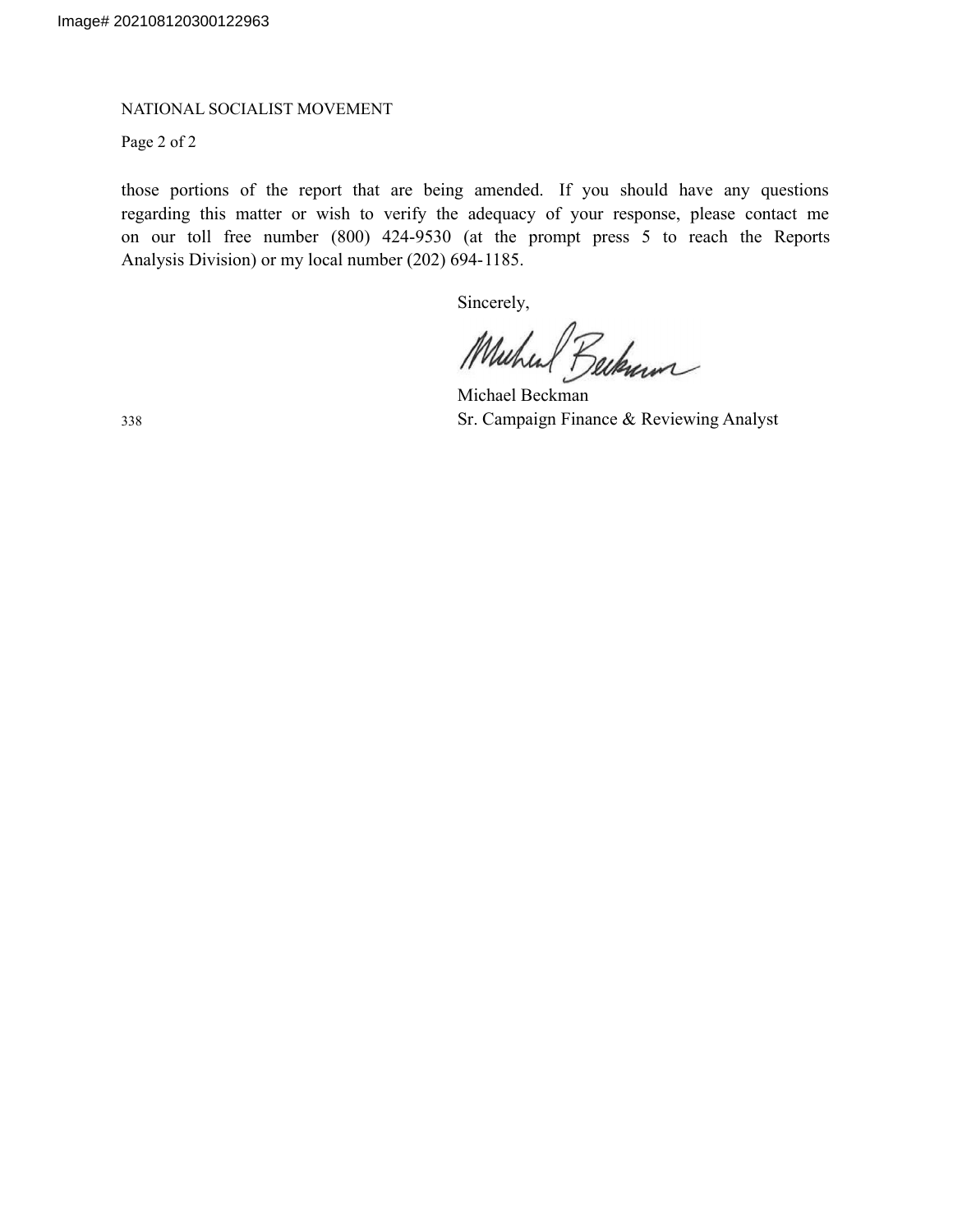NATIONAL SOCIALIST MOVEMENT

those portions of the report that are being amended. If you should have any questions regarding this matter or wish to verify the adequacy of your response, please contact me on our toll free number (800) 424-9530 (at the prompt press 5 to reach the Reports Analysis Division) or my local number (202) 694-1185.

Sincerely,

Michael Beckman
Sr. Campaign Finance & Reviewing Analyst

338